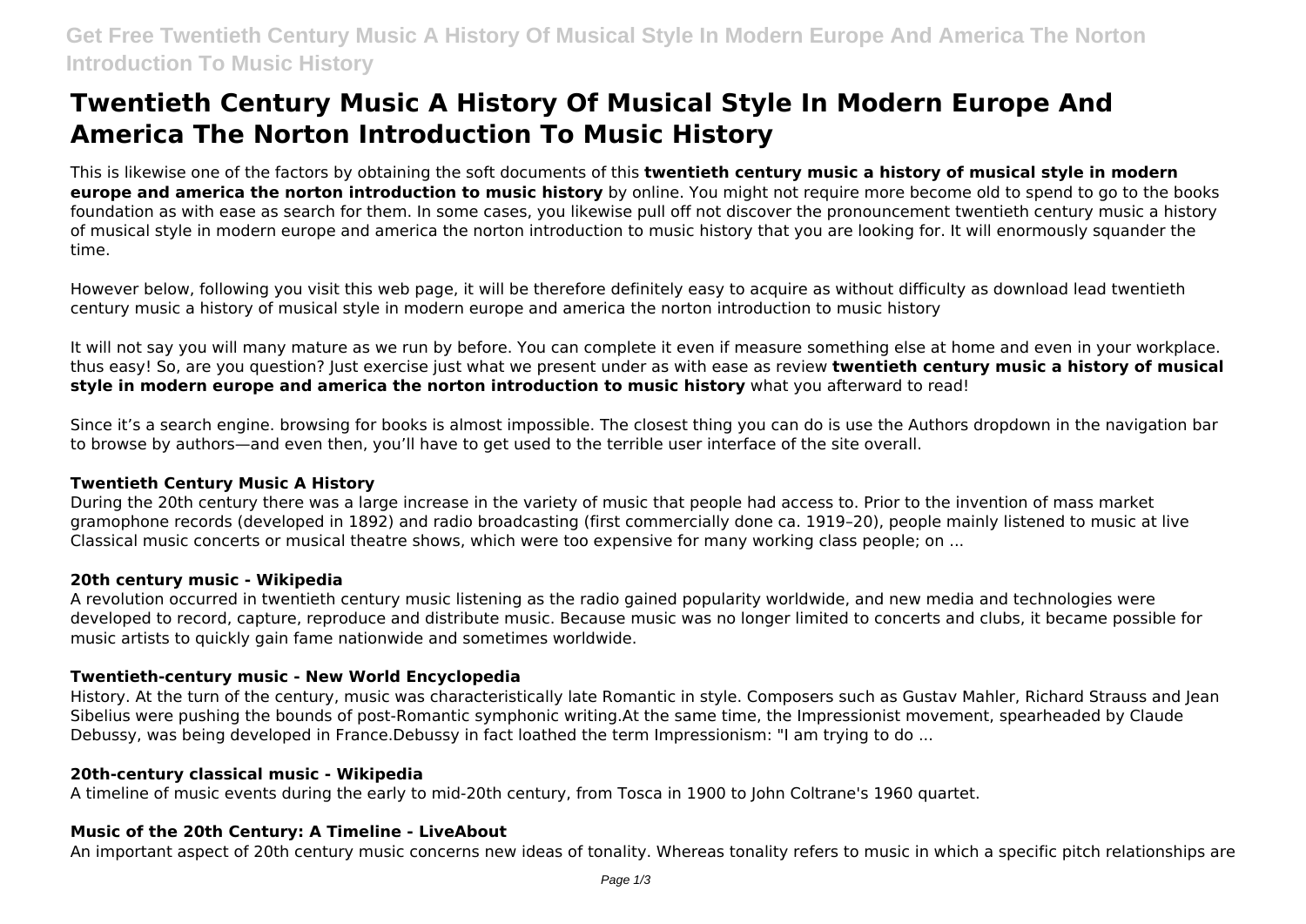# Twentieth Century Music A History Of Musical Style In Modern Europe And America The Norton Introduction To Music History

This is likewise one of the factors by obtaining the soft documents of this **twentieth century music a history of musical style in modern europe and america the norton introduction to music history** by online. You might not require more become old to spend to go to the books foundation as with ease as search for them. In some cases, you likewise pull off not discover the pronouncement twentieth century music a history of musical style in modern europe and america the norton introduction to music history that you are looking for. It will enormously squander the time.

However below, following you visit this web page, it will be therefore definitely easy to acquire as without difficulty as download lead twentieth century music a history of musical style in modern europe and america the norton introduction to music history

It will not say you will many mature as we run by before. You can complete it even if measure something else at home and even in your workplace. thus easy! So, are you question? Just exercise just what we present under as with ease as review **twentieth century music a history of musical style in modern europe and america the norton introduction to music history** what you afterward to read!

Since it's a search engine. browsing for books is almost impossible. The closest thing you can do is use the Authors dropdown in the navigation bar to browse by authors—and even then, you'll have to get used to the terrible user interface of the site overall.

### Twentieth Century Music A History

During the 20th century there was a large increase in the variety of music that people had access to. Prior to the invention of mass market gramophone records (developed in 1892) and radio broadcasting (first commercially done ca. 1919–20), people mainly listened to music at live Classical music concerts or musical theatre shows, which were too expensive for many working class people; on ...

### 20th century music - Wikipedia

A revolution occurred in twentieth century music listening as the radio gained popularity worldwide, and new media and technologies were developed to record, capture, reproduce and distribute music. Because music was no longer limited to concerts and clubs, it became possible for music artists to quickly gain fame nationwide and sometimes worldwide.

### Twentieth-century music - New World Encyclopedia

History. At the turn of the century, music was characteristically late Romantic in style. Composers such as Gustav Mahler, Richard Strauss and Jean Sibelius were pushing the bounds of post-Romantic symphonic writing.At the same time, the Impressionist movement, spearheaded by Claude Debussy, was being developed in France.Debussy in fact loathed the term Impressionism: "I am trying to do ...

### 20th-century classical music - Wikipedia

A timeline of music events during the early to mid-20th century, from Tosca in 1900 to John Coltrane's 1960 quartet.

### Music of the 20th Century: A Timeline - LiveAbout

An important aspect of 20th century music concerns new ideas of tonality. Whereas tonality refers to music in which a specific pitch relationships are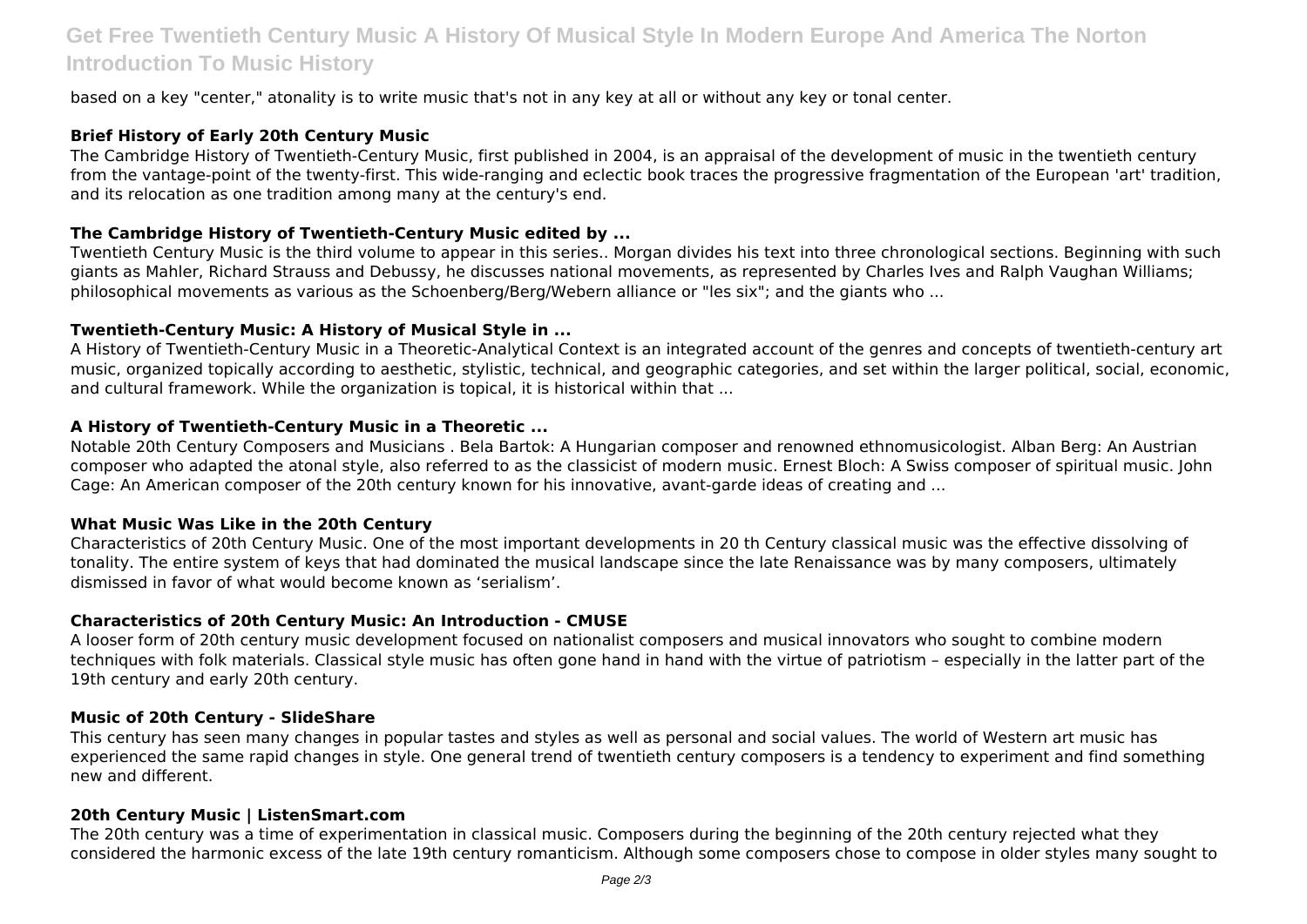based on a key "center," atonality is to write music that's not in any key at all or without any key or tonal center.

### Brief History of Early 20th Century Music

The Cambridge History of Twentieth-Century Music, first published in 2004, is an appraisal of the development of music in the twentieth century from the vantage-point of the twenty-first. This wide-ranging and eclectic book traces the progressive fragmentation of the European 'art' tradition, and its relocation as one tradition among many at the century's end.

### The Cambridge History of Twentieth-Century Music edited by ...

Twentieth Century Music is the third volume to appear in this series.. Morgan divides his text into three chronological sections. Beginning with such giants as Mahler, Richard Strauss and Debussy, he discusses national movements, as represented by Charles Ives and Ralph Vaughan Williams; philosophical movements as various as the Schoenberg/Berg/Webern alliance or "les six"; and the giants who ...

### Twentieth-Century Music: A History of Musical Style in ...

A History of Twentieth-Century Music in a Theoretic-Analytical Context is an integrated account of the genres and concepts of twentieth-century art music, organized topically according to aesthetic, stylistic, technical, and geographic categories, and set within the larger political, social, economic, and cultural framework. While the organization is topical, it is historical within that ...

### A History of Twentieth-Century Music in a Theoretic ...

Notable 20th Century Composers and Musicians . Bela Bartok: A Hungarian composer and renowned ethnomusicologist. Alban Berg: An Austrian composer who adapted the atonal style, also referred to as the classicist of modern music. Ernest Bloch: A Swiss composer of spiritual music. John Cage: An American composer of the 20th century known for his innovative, avant-garde ideas of creating and ...

### What Music Was Like in the 20th Century

Characteristics of 20th Century Music. One of the most important developments in 20 th Century classical music was the effective dissolving of tonality. The entire system of keys that had dominated the musical landscape since the late Renaissance was by many composers, ultimately dismissed in favor of what would become known as 'serialism'.

### Characteristics of 20th Century Music: An Introduction - CMUSE

A looser form of 20th century music development focused on nationalist composers and musical innovators who sought to combine modern techniques with folk materials. Classical style music has often gone hand in hand with the virtue of patriotism – especially in the latter part of the 19th century and early 20th century.

### Music of 20th Century - SlideShare

This century has seen many changes in popular tastes and styles as well as personal and social values. The world of Western art music has experienced the same rapid changes in style. One general trend of twentieth century composers is a tendency to experiment and find something new and different.

### 20th Century Music | ListenSmart.com

The 20th century was a time of experimentation in classical music. Composers during the beginning of the 20th century rejected what they considered the harmonic excess of the late 19th century romanticism. Although some composers chose to compose in older styles many sought to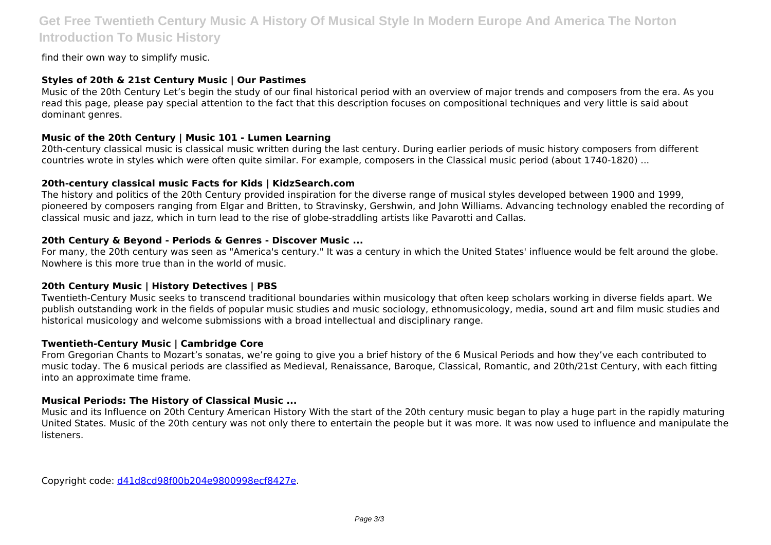find their own way to simplify music.

### Styles of 20th & 21st Century Music | Our Pastimes

Music of the 20th Century Let's begin the study of our final historical period with an overview of major trends and composers from the era. As you read this page, please pay special attention to the fact that this description focuses on compositional techniques and very little is said about dominant genres.

### Music of the 20th Century | Music 101 - Lumen Learning

20th-century classical music is classical music written during the last century. During earlier periods of music history composers from different countries wrote in styles which were often quite similar. For example, composers in the Classical music period (about 1740-1820) ...

### 20th-century classical music Facts for Kids | KidzSearch.com

The history and politics of the 20th Century provided inspiration for the diverse range of musical styles developed between 1900 and 1999, pioneered by composers ranging from Elgar and Britten, to Stravinsky, Gershwin, and John Williams. Advancing technology enabled the recording of classical music and jazz, which in turn lead to the rise of globe-straddling artists like Pavarotti and Callas.

### 20th Century & Beyond - Periods & Genres - Discover Music ...

For many, the 20th century was seen as "America's century." It was a century in which the United States' influence would be felt around the globe. Nowhere is this more true than in the world of music.

### 20th Century Music | History Detectives | PBS

Twentieth-Century Music seeks to transcend traditional boundaries within musicology that often keep scholars working in diverse fields apart. We publish outstanding work in the fields of popular music studies and music sociology, ethnomusicology, media, sound art and film music studies and historical musicology and welcome submissions with a broad intellectual and disciplinary range.

### Twentieth-Century Music | Cambridge Core

From Gregorian Chants to Mozart's sonatas, we're going to give you a brief history of the 6 Musical Periods and how they've each contributed to music today. The 6 musical periods are classified as Medieval, Renaissance, Baroque, Classical, Romantic, and 20th/21st Century, with each fitting into an approximate time frame.

### Musical Periods: The History of Classical Music ...

Music and its Influence on 20th Century American History With the start of the 20th century music began to play a huge part in the rapidly maturing United States. Music of the 20th century was not only there to entertain the people but it was more. It was now used to influence and manipulate the listeners.

Copyright code: d41d8cd98f00b204e9800998ecf8427e.